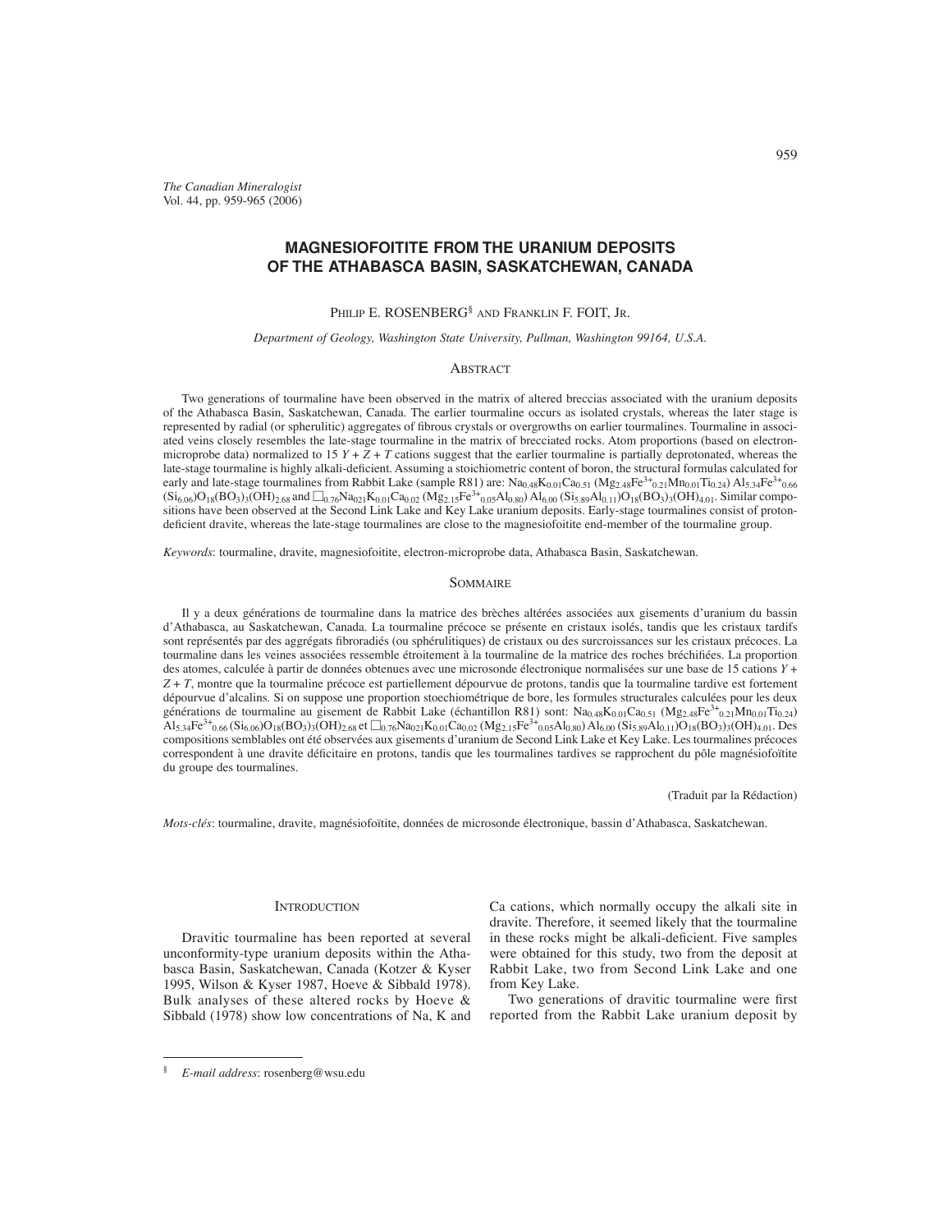# MAGNESIOFOITITE FROM THE URANIUM DEPOSITS OF THE ATHABASCA BASIN, SASKATCHEWAN, CANADA

PHILIP E. ROSENBERG[§] AND FRANKLIN F. FOIT, JR.

*Department of Geology, Washington State University, Pullman, Washington 99164, U.S.A.*

## ABSTRACT

Two generations of tourmaline have been observed in the matrix of altered breccias associated with the uranium deposits of the Athabasca Basin, Saskatchewan, Canada. The earlier tourmaline occurs as isolated crystals, whereas the later stage is represented by radial (or spherulitic) aggregates of fibrous crystals or overgrowths on earlier tourmalines. Tourmaline in associated veins closely resembles the late-stage tourmaline in the matrix of brecciated rocks. Atom proportions (based on electron-microprobe data) normalized to 15 $Y + Z + T$ cations suggest that the earlier tourmaline is partially deprotonated, whereas the late-stage tourmaline is highly alkali-deficient. Assuming a stoichiometric content of boron, the structural formulas calculated for early and late-stage tourmalines from Rabbit Lake (sample R81) are: $Na_{0.48}K_{0.01}Ca_{0.51}$ $(Mg_{2.48}Fe^{3+}_{0.21}Mn_{0.01}Ti_{0.24})$ $Al_{5.34}Fe^{3+}_{0.66}$ $(Si_{6.06})O_{18}(BO_3)_3(OH)_{2.68}$ and $\square_{0.76}Na_{021}K_{0.01}Ca_{0.02}$ $(Mg_{2.15}Fe^{3+}_{0.05}Al_{0.80})$ $Al_{6.00}$ $(Si_{5.89}Al_{0.11})O_{18}(BO_3)_3(OH)_{4.01}$. Similar compositions have been observed at the Second Link Lake and Key Lake uranium deposits. Early-stage tourmalines consist of proton-deficient dravite, whereas the late-stage tourmalines are close to the magnesiofoitite end-member of the tourmaline group.

*Keywords*: tourmaline, dravite, magnesiofoitite, electron-microprobe data, Athabasca Basin, Saskatchewan.

## SOMMAIRE

Il y a deux générations de tourmaline dans la matrice des brèches altérées associées aux gisements d'uranium du bassin d'Athabasca, au Saskatchewan, Canada. La tourmaline précoce se présente en cristaux isolés, tandis que les cristaux tardifs sont représentés par des aggrégats fibroradiés (ou sphérulitiques) de cristaux ou des surcroissances sur les cristaux précoces. La tourmaline dans les veines associées ressemble étroitement à la tourmaline de la matrice des roches bréchifiées. La proportion des atomes, calculée à partir de données obtenues avec une microsonde électronique normalisées sur une base de 15 cations $Y + Z + T$, montre que la tourmaline précoce est partiellement dépourvue de protons, tandis que la tourmaline tardive est fortement dépourvue d'alcalins. Si on suppose une proportion stoechiométrique de bore, les formules structurales calculées pour les deux générations de tourmaline au gisement de Rabbit Lake (échantillon R81) sont: $Na_{0.48}K_{0.01}Ca_{0.51}$ $(Mg_{2.48}Fe^{3+}_{0.21}Mn_{0.01}Ti_{0.24})$ $Al_{5.34}Fe^{3+}_{0.66}$ $(Si_{6.06})O_{18}(BO_3)_3(OH)_{2.68}$ et $\square_{0.76}Na_{021}K_{0.01}Ca_{0.02}$ $(Mg_{2.15}Fe^{3+}_{0.05}Al_{0.80})$ $Al_{6.00}$ $(Si_{5.89}Al_{0.11})O_{18}(BO_3)_3(OH)_{4.01}$. Des compositions semblables ont été observées aux gisements d'uranium de Second Link Lake et Key Lake. Les tourmalines précoces correspondent à une dravite déficitaire en protons, tandis que les tourmalines tardives se rapprochent du pôle magnésiofoïtite du groupe des tourmalines.

(Traduit par la Rédaction)

*Mots-clés*: tourmaline, dravite, magnésiofoïtite, données de microsonde électronique, bassin d'Athabasca, Saskatchewan.

## INTRODUCTION

Dravitic tourmaline has been reported at several unconformity-type uranium deposits within the Athabasca Basin, Saskatchewan, Canada (Kotzer & Kyser 1995, Wilson & Kyser 1987, Hoeve & Sibbald 1978). Bulk analyses of these altered rocks by Hoeve & Sibbald (1978) show low concentrations of Na, K and Ca cations, which normally occupy the alkali site in dravite. Therefore, it seemed likely that the tourmaline in these rocks might be alkali-deficient. Five samples were obtained for this study, two from the deposit at Rabbit Lake, two from Second Link Lake and one from Key Lake.

Two generations of dravitic tourmaline were first reported from the Rabbit Lake uranium deposit by

[§] *E-mail address*: rosenberg@wsu.edu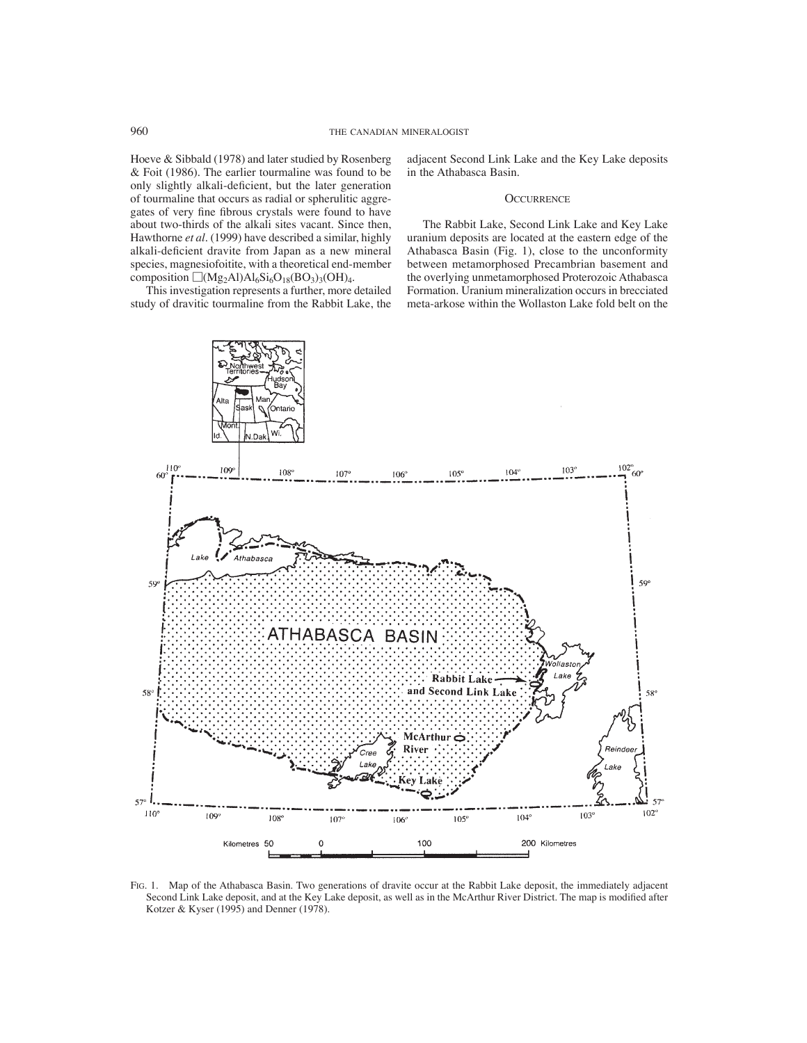Hoeve & Sibbald (1978) and later studied by Rosenberg & Foit (1986). The earlier tourmaline was found to be only slightly alkali-deficient, but the later generation of tourmaline that occurs as radial or spherulitic aggregates of very fine fibrous crystals were found to have about two-thirds of the alkali sites vacant. Since then, Hawthorne *et al*. (1999) have described a similar, highly alkali-deficient dravite from Japan as a new mineral species, magnesiofoitite, with a theoretical end-member composition $\square(Mg_2Al)Al_6Si_6O_{18}(BO_3)_3(OH)_4$.

This investigation represents a further, more detailed study of dravitic tourmaline from the Rabbit Lake, the adjacent Second Link Lake and the Key Lake deposits in the Athabasca Basin.

## Occurrence

The Rabbit Lake, Second Link Lake and Key Lake uranium deposits are located at the eastern edge of the Athabasca Basin (Fig. 1), close to the unconformity between metamorphosed Precambrian basement and the overlying unmetamorphosed Proterozoic Athabasca Formation. Uranium mineralization occurs in brecciated meta-arkose within the Wollaston Lake fold belt on the

Fig. 1. Map of the Athabasca Basin. Two generations of dravite occur at the Rabbit Lake deposit, the immediately adjacent Second Link Lake deposit, and at the Key Lake deposit, as well as in the McArthur River District. The map is modified after Kotzer & Kyser (1995) and Denner (1978).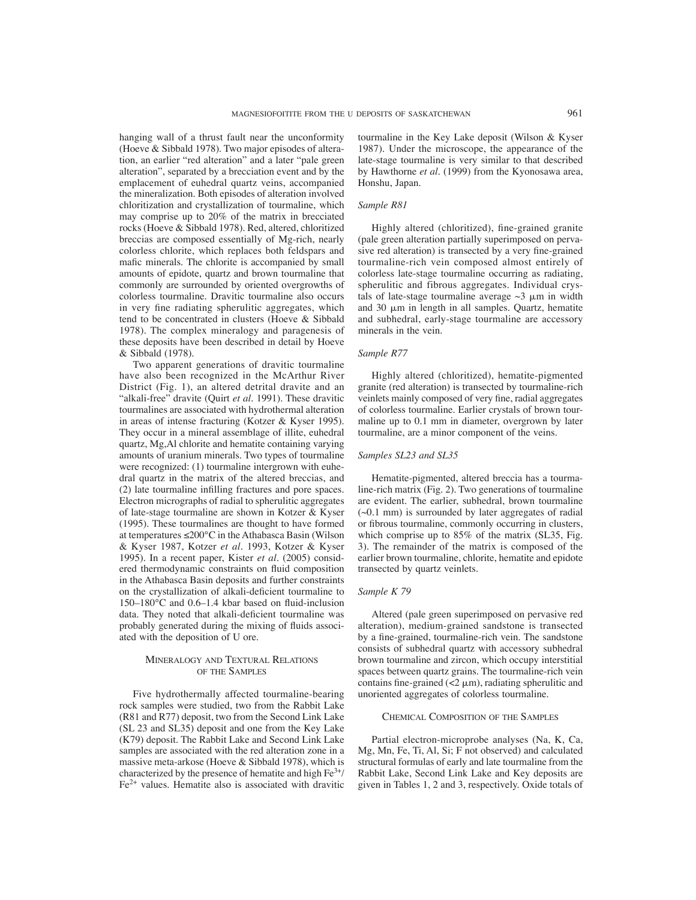hanging wall of a thrust fault near the unconformity (Hoeve & Sibbald 1978). Two major episodes of alteration, an earlier "red alteration" and a later "pale green alteration", separated by a brecciation event and by the emplacement of euhedral quartz veins, accompanied the mineralization. Both episodes of alteration involved chloritization and crystallization of tourmaline, which may comprise up to 20% of the matrix in brecciated rocks (Hoeve & Sibbald 1978). Red, altered, chloritized breccias are composed essentially of Mg-rich, nearly colorless chlorite, which replaces both feldspars and mafic minerals. The chlorite is accompanied by small amounts of epidote, quartz and brown tourmaline that commonly are surrounded by oriented overgrowths of colorless tourmaline. Dravitic tourmaline also occurs in very fine radiating spherulitic aggregates, which tend to be concentrated in clusters (Hoeve & Sibbald 1978). The complex mineralogy and paragenesis of these deposits have been described in detail by Hoeve & Sibbald (1978).

Two apparent generations of dravitic tourmaline have also been recognized in the McArthur River District (Fig. 1), an altered detrital dravite and an "alkali-free" dravite (Quirt *et al.* 1991). These dravitic tourmalines are associated with hydrothermal alteration in areas of intense fracturing (Kotzer & Kyser 1995). They occur in a mineral assemblage of illite, euhedral quartz, Mg,Al chlorite and hematite containing varying amounts of uranium minerals. Two types of tourmaline were recognized: (1) tourmaline intergrown with euhedral quartz in the matrix of the altered breccias, and (2) late tourmaline infilling fractures and pore spaces. Electron micrographs of radial to spherulitic aggregates of late-stage tourmaline are shown in Kotzer & Kyser (1995). These tourmalines are thought to have formed at temperatures ≤200°C in the Athabasca Basin (Wilson & Kyser 1987, Kotzer *et al.* 1993, Kotzer & Kyser 1995). In a recent paper, Kister *et al.* (2005) considered thermodynamic constraints on fluid composition in the Athabasca Basin deposits and further constraints on the crystallization of alkali-deficient tourmaline to 150–180°C and 0.6–1.4 kbar based on fluid-inclusion data. They noted that alkali-deficient tourmaline was probably generated during the mixing of fluids associated with the deposition of U ore.

## Mineralogy and Textural Relations of the Samples

Five hydrothermally affected tourmaline-bearing rock samples were studied, two from the Rabbit Lake (R81 and R77) deposit, two from the Second Link Lake (SL 23 and SL35) deposit and one from the Key Lake (K79) deposit. The Rabbit Lake and Second Link Lake samples are associated with the red alteration zone in a massive meta-arkose (Hoeve & Sibbald 1978), which is characterized by the presence of hematite and high $Fe^{3+}$/$Fe^{2+}$ values. Hematite also is associated with dravitic tourmaline in the Key Lake deposit (Wilson & Kyser 1987). Under the microscope, the appearance of the late-stage tourmaline is very similar to that described by Hawthorne *et al.* (1999) from the Kyonosawa area, Honshu, Japan.

### *Sample R81*

Highly altered (chloritized), fine-grained granite (pale green alteration partially superimposed on pervasive red alteration) is transected by a very fine-grained tourmaline-rich vein composed almost entirely of colorless late-stage tourmaline occurring as radiating, spherulitic and fibrous aggregates. Individual crystals of late-stage tourmaline average ~3 μm in width and 30 μm in length in all samples. Quartz, hematite and subhedral, early-stage tourmaline are accessory minerals in the vein.

### *Sample R77*

Highly altered (chloritized), hematite-pigmented granite (red alteration) is transected by tourmaline-rich veinlets mainly composed of very fine, radial aggregates of colorless tourmaline. Earlier crystals of brown tourmaline up to 0.1 mm in diameter, overgrown by later tourmaline, are a minor component of the veins.

### *Samples SL23 and SL35*

Hematite-pigmented, altered breccia has a tourmaline-rich matrix (Fig. 2). Two generations of tourmaline are evident. The earlier, subhedral, brown tourmaline (~0.1 mm) is surrounded by later aggregates of radial or fibrous tourmaline, commonly occurring in clusters, which comprise up to 85% of the matrix (SL35, Fig. 3). The remainder of the matrix is composed of the earlier brown tourmaline, chlorite, hematite and epidote transected by quartz veinlets.

### *Sample K 79*

Altered (pale green superimposed on pervasive red alteration), medium-grained sandstone is transected by a fine-grained, tourmaline-rich vein. The sandstone consists of subhedral quartz with accessory subhedral brown tourmaline and zircon, which occupy interstitial spaces between quartz grains. The tourmaline-rich vein contains fine-grained (<2 μm), radiating spherulitic and unoriented aggregates of colorless tourmaline.

## Chemical Composition of the Samples

Partial electron-microprobe analyses (Na, K, Ca, Mg, Mn, Fe, Ti, Al, Si; F not observed) and calculated structural formulas of early and late tourmaline from the Rabbit Lake, Second Link Lake and Key deposits are given in Tables 1, 2 and 3, respectively. Oxide totals of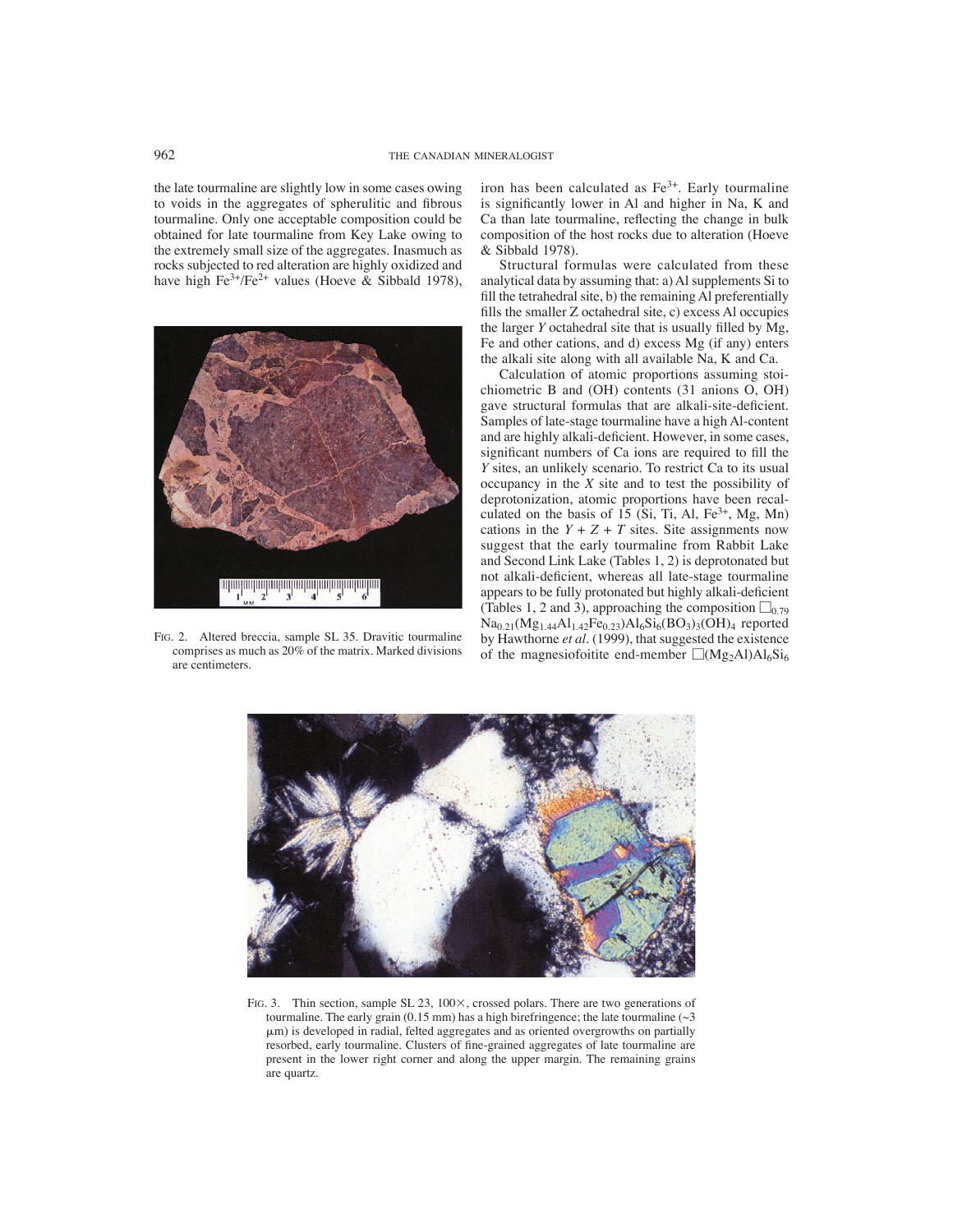the late tourmaline are slightly low in some cases owing to voids in the aggregates of spherulitic and fibrous tourmaline. Only one acceptable composition could be obtained for late tourmaline from Key Lake owing to the extremely small size of the aggregates. Inasmuch as rocks subjected to red alteration are highly oxidized and have high $Fe^{3+}/Fe^{2+}$ values (Hoeve & Sibbald 1978), iron has been calculated as $Fe^{3+}$. Early tourmaline is significantly lower in Al and higher in Na, K and Ca than late tourmaline, reflecting the change in bulk composition of the host rocks due to alteration (Hoeve & Sibbald 1978).

Structural formulas were calculated from these analytical data by assuming that: a) Al supplements Si to fill the tetrahedral site, b) the remaining Al preferentially fills the smaller Z octahedral site, c) excess Al occupies the larger *Y* octahedral site that is usually filled by Mg, Fe and other cations, and d) excess Mg (if any) enters the alkali site along with all available Na, K and Ca.

Calculation of atomic proportions assuming stoichiometric B and (OH) contents (31 anions O, OH) gave structural formulas that are alkali-site-deficient. Samples of late-stage tourmaline have a high Al-content and are highly alkali-deficient. However, in some cases, significant numbers of Ca ions are required to fill the *Y* sites, an unlikely scenario. To restrict Ca to its usual occupancy in the *X* site and to test the possibility of deprotonization, atomic proportions have been recalculated on the basis of 15 (Si, Ti, Al, $Fe^{3+}$, Mg, Mn) cations in the $Y + Z + T$ sites. Site assignments now suggest that the early tourmaline from Rabbit Lake and Second Link Lake (Tables 1, 2) is deprotonated but not alkali-deficient, whereas all late-stage tourmaline appears to be fully protonated but highly alkali-deficient (Tables 1, 2 and 3), approaching the composition $\square_{0.79}Na_{0.21}(Mg_{1.44}Al_{1.42}Fe_{0.23})Al_6Si_6(BO_3)_3(OH)_4$ reported by Hawthorne *et al.* (1999), that suggested the existence of the magnesiofoitite end-member $\square(Mg_2Al)Al_6Si_6$

FIG. 2. Altered breccia, sample SL 35. Dravitic tourmaline comprises as much as 20% of the matrix. Marked divisions are centimeters.

FIG. 3. Thin section, sample SL 23, 100×, crossed polars. There are two generations of tourmaline. The early grain (0.15 mm) has a high birefringence; the late tourmaline (~3 μm) is developed in radial, felted aggregates and as oriented overgrowths on partially resorbed, early tourmaline. Clusters of fine-grained aggregates of late tourmaline are present in the lower right corner and along the upper margin. The remaining grains are quartz.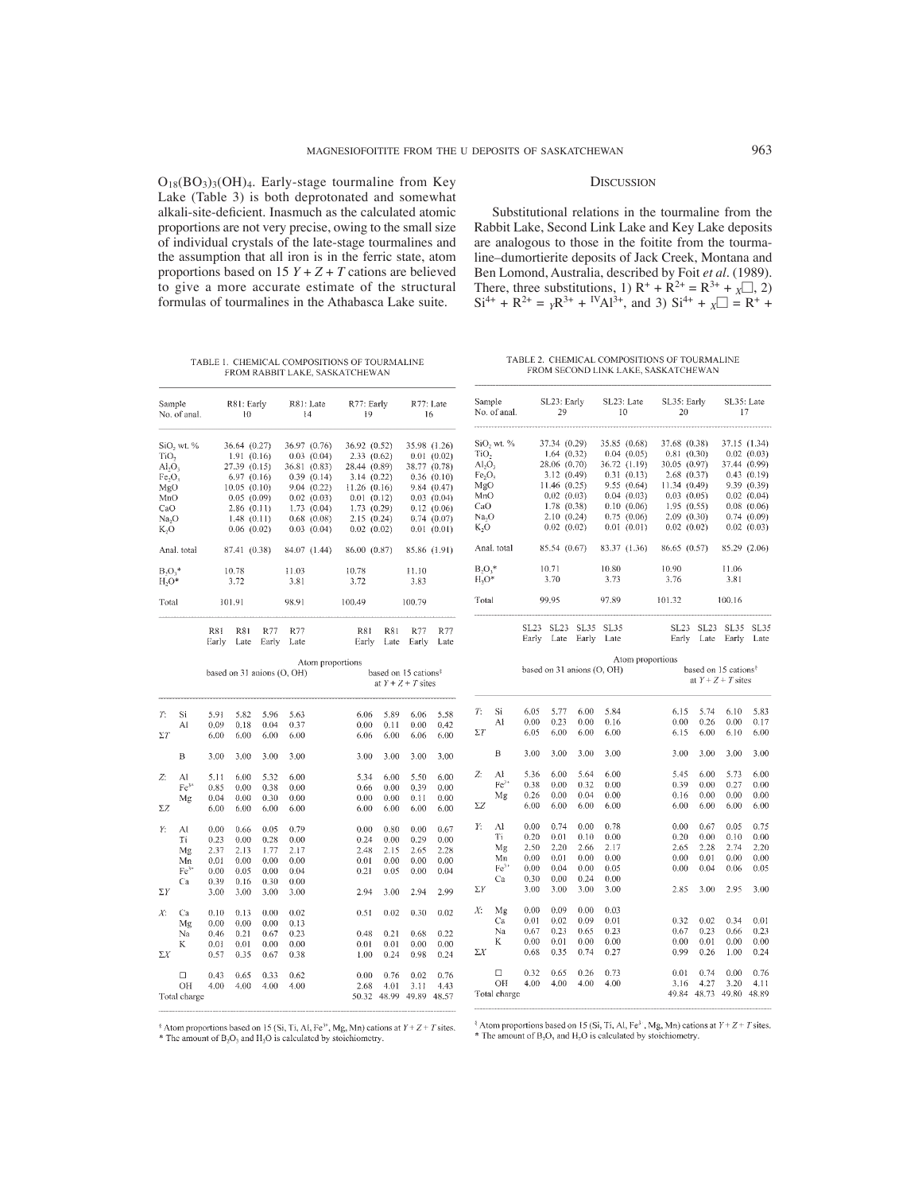$O_{18}(BO_3)_3(OH)_4$. Early-stage tourmaline from Key Lake (Table 3) is both deprotonated and somewhat alkali-site-deficient. Inasmuch as the calculated atomic proportions are not very precise, owing to the small size of individual crystals of the late-stage tourmalines and the assumption that all iron is in the ferric state, atom proportions based on 15 $Y + Z + T$ cations are believed to give a more accurate estimate of the structural formulas of tourmalines in the Athabasca Lake suite.

## Discussion

Substitutional relations in the tourmaline from the Rabbit Lake, Second Link Lake and Key Lake deposits are analogous to those in the foitite from the tourmaline–dumortierite deposits of Jack Creek, Montana and Ben Lomond, Australia, described by Foit *et al.* (1989). There, three substitutions, 1) $R^+ + R^{2+} = R^{3+} + {}_X\square$, 2) $Si^{4+} + R^{2+} = {}_YR^{3+} + {}^{IV}Al^{3+}$, and 3) $Si^{4+} + {}_X\square = R^+ +$

TABLE 1. CHEMICAL COMPOSITIONS OF TOURMALINE FROM RABBIT LAKE, SASKATCHEWAN

| Sample | R81: Early | R81: Late | R77: Early | R77: Late |
|---|---|---|---|---|
| No. of anal. | 10 | 14 | 19 | 16 |
| $SiO_2$ wt. % | 36.64 (0.27) | 36.97 (0.76) | 36.92 (0.52) | 35.98 (1.26) |
| $TiO_2$ | 1.91 (0.16) | 0.03 (0.04) | 2.33 (0.62) | 0.01 (0.02) |
| $Al_2O_3$ | 27.39 (0.15) | 36.81 (0.83) | 28.44 (0.89) | 38.77 (0.78) |
| $Fe_2O_3$ | 6.97 (0.16) | 0.39 (0.14) | 3.14 (0.22) | 0.36 (0.10) |
| MgO | 10.05 (0.10) | 9.04 (0.22) | 11.26 (0.16) | 9.84 (0.47) |
| MnO | 0.05 (0.09) | 0.02 (0.03) | 0.01 (0.12) | 0.03 (0.04) |
| CaO | 2.86 (0.11) | 1.73 (0.04) | 1.73 (0.29) | 0.12 (0.06) |
| $Na_2O$ | 1.48 (0.11) | 0.68 (0.08) | 2.15 (0.24) | 0.74 (0.07) |
| $K_2O$ | 0.06 (0.02) | 0.03 (0.04) | 0.02 (0.02) | 0.01 (0.01) |
| Anal. total | 87.41 (0.38) | 84.07 (1.44) | 86.00 (0.87) | 85.86 (1.91) |
| $B_2O_3$* | 10.78 | 11.03 | 10.78 | 11.10 |
| $H_2O$* | 3.72 | 3.81 | 3.72 | 3.83 |
| Total | 101.91 | 98.91 | 100.49 | 100.79 |

| | | R81 Early | R81 Late | R77 Early | R77 Late | R81 Early | R81 Late | R77 Early | R77 Late |
|---|---|---|---|---|---|---|---|---|---|
| | | Atom proportions based on 31 anions (O, OH) | | | | based on 15 cations§ at $Y + Z + T$ sites | | | |
| $T$: | Si | 5.91 | 5.82 | 5.96 | 5.63 | 6.06 | 5.89 | 6.06 | 5.58 |
| | Al | 0.09 | 0.18 | 0.04 | 0.37 | 0.00 | 0.11 | 0.00 | 0.42 |
| $\Sigma T$ | | 6.00 | 6.00 | 6.00 | 6.00 | 6.06 | 6.00 | 6.06 | 6.00 |
| | B | 3.00 | 3.00 | 3.00 | 3.00 | 3.00 | 3.00 | 3.00 | 3.00 |
| $Z$: | Al | 5.11 | 6.00 | 5.32 | 6.00 | 5.34 | 6.00 | 5.50 | 6.00 |
| | $Fe^{3+}$ | 0.85 | 0.00 | 0.38 | 0.00 | 0.66 | 0.00 | 0.39 | 0.00 |
| | Mg | 0.04 | 0.00 | 0.30 | 0.00 | 0.00 | 0.00 | 0.11 | 0.00 |
| $\Sigma Z$ | | 6.00 | 6.00 | 6.00 | 6.00 | 6.00 | 6.00 | 6.00 | 6.00 |
| $Y$: | Al | 0.00 | 0.66 | 0.05 | 0.79 | 0.00 | 0.80 | 0.00 | 0.67 |
| | Ti | 0.23 | 0.00 | 0.28 | 0.00 | 0.24 | 0.00 | 0.29 | 0.00 |
| | Mg | 2.37 | 2.13 | 1.77 | 2.17 | 2.48 | 2.15 | 2.65 | 2.28 |
| | Mn | 0.01 | 0.00 | 0.00 | 0.00 | 0.01 | 0.00 | 0.00 | 0.00 |
| | $Fe^{3+}$ | 0.00 | 0.05 | 0.00 | 0.04 | 0.21 | 0.05 | 0.00 | 0.04 |
| | Ca | 0.39 | 0.16 | 0.30 | 0.00 | | | | |
| $\Sigma Y$ | | 3.00 | 3.00 | 3.00 | 3.00 | 2.94 | 3.00 | 2.94 | 2.99 |
| $X$: | Ca | 0.10 | 0.13 | 0.00 | 0.02 | 0.51 | 0.02 | 0.30 | 0.02 |
| | Mg | 0.00 | 0.00 | 0.00 | 0.13 | | | | |
| | Na | 0.46 | 0.21 | 0.67 | 0.23 | 0.48 | 0.21 | 0.68 | 0.22 |
| | K | 0.01 | 0.01 | 0.00 | 0.00 | 0.01 | 0.01 | 0.00 | 0.00 |
| $\Sigma X$ | | 0.57 | 0.35 | 0.67 | 0.38 | 1.00 | 0.24 | 0.98 | 0.24 |
| | $\square$ | 0.43 | 0.65 | 0.33 | 0.62 | 0.00 | 0.76 | 0.02 | 0.76 |
| | OH | 4.00 | 4.00 | 4.00 | 4.00 | 2.68 | 4.01 | 3.11 | 4.43 |
| Total charge | | | | | | 50.32 | 48.99 | 49.89 | 48.57 |

§ Atom proportions based on 15 (Si, Ti, Al, $Fe^{3+}$, Mg, Mn) cations at $Y + Z + T$ sites.
* The amount of $B_2O_3$ and $H_2O$ is calculated by stoichiometry.

TABLE 2. CHEMICAL COMPOSITIONS OF TOURMALINE FROM SECOND LINK LAKE, SASKATCHEWAN

| Sample | SL23: Early | SL23: Late | SL35: Early | SL35: Late |
|---|---|---|---|---|
| No. of anal. | 29 | 10 | 20 | 17 |
| $SiO_2$ wt. % | 37.34 (0.29) | 35.85 (0.68) | 37.68 (0.38) | 37.15 (1.34) |
| $TiO_2$ | 1.64 (0.32) | 0.04 (0.05) | 0.81 (0.30) | 0.02 (0.03) |
| $Al_2O_3$ | 28.06 (0.70) | 36.72 (1.19) | 30.05 (0.97) | 37.44 (0.99) |
| $Fe_2O_3$ | 3.12 (0.49) | 0.31 (0.13) | 2.68 (0.37) | 0.43 (0.19) |
| MgO | 11.46 (0.25) | 9.55 (0.64) | 11.34 (0.49) | 9.39 (0.39) |
| MnO | 0.02 (0.03) | 0.04 (0.03) | 0.03 (0.05) | 0.02 (0.04) |
| CaO | 1.78 (0.38) | 0.10 (0.06) | 1.95 (0.55) | 0.08 (0.06) |
| $Na_2O$ | 2.10 (0.24) | 0.75 (0.06) | 2.09 (0.30) | 0.74 (0.09) |
| $K_2O$ | 0.02 (0.02) | 0.01 (0.01) | 0.02 (0.02) | 0.02 (0.03) |
| Anal. total | 85.54 (0.67) | 83.37 (1.36) | 86.65 (0.57) | 85.29 (2.06) |
| $B_2O_3$* | 10.71 | 10.80 | 10.90 | 11.06 |
| $H_2O$* | 3.70 | 3.73 | 3.76 | 3.81 |
| Total | 99.95 | 97.89 | 101.32 | 100.16 |

| | | SL23 Early | SL23 Late | SL35 Early | SL35 Late | SL23 Early | SL23 Late | SL35 Early | SL35 Late |
|---|---|---|---|---|---|---|---|---|---|
| | | Atom proportions based on 31 anions (O, OH) | | | | based on 15 cations§ at $Y + Z + T$ sites | | | |
| $T$: | Si | 6.05 | 5.77 | 6.00 | 5.84 | 6.15 | 5.74 | 6.10 | 5.83 |
| | Al | 0.00 | 0.23 | 0.00 | 0.16 | 0.00 | 0.26 | 0.00 | 0.17 |
| $\Sigma T$ | | 6.05 | 6.00 | 6.00 | 6.00 | 6.15 | 6.00 | 6.10 | 6.00 |
| | B | 3.00 | 3.00 | 3.00 | 3.00 | 3.00 | 3.00 | 3.00 | 3.00 |
| $Z$: | Al | 5.36 | 6.00 | 5.64 | 6.00 | 5.45 | 6.00 | 5.73 | 6.00 |
| | $Fe^{3+}$ | 0.38 | 0.00 | 0.32 | 0.00 | 0.39 | 0.00 | 0.27 | 0.00 |
| | Mg | 0.26 | 0.00 | 0.04 | 0.00 | 0.16 | 0.00 | 0.00 | 0.00 |
| $\Sigma Z$ | | 6.00 | 6.00 | 6.00 | 6.00 | 6.00 | 6.00 | 6.00 | 6.00 |
| $Y$: | Al | 0.00 | 0.74 | 0.00 | 0.78 | 0.00 | 0.67 | 0.05 | 0.75 |
| | Ti | 0.20 | 0.01 | 0.10 | 0.00 | 0.20 | 0.00 | 0.10 | 0.00 |
| | Mg | 2.50 | 2.20 | 2.66 | 2.17 | 2.65 | 2.28 | 2.74 | 2.20 |
| | Mn | 0.00 | 0.01 | 0.00 | 0.00 | 0.00 | 0.01 | 0.00 | 0.00 |
| | $Fe^{3+}$ | 0.00 | 0.04 | 0.00 | 0.05 | 0.00 | 0.04 | 0.06 | 0.05 |
| | Ca | 0.30 | 0.00 | 0.24 | 0.00 | | | | |
| $\Sigma Y$ | | 3.00 | 3.00 | 3.00 | 3.00 | 2.85 | 3.00 | 2.95 | 3.00 |
| $X$: | Mg | 0.00 | 0.09 | 0.00 | 0.03 | | | | |
| | Ca | 0.01 | 0.02 | 0.09 | 0.01 | 0.32 | 0.02 | 0.34 | 0.01 |
| | Na | 0.67 | 0.23 | 0.65 | 0.23 | 0.67 | 0.23 | 0.66 | 0.23 |
| | K | 0.00 | 0.01 | 0.00 | 0.00 | 0.00 | 0.01 | 0.00 | 0.00 |
| $\Sigma X$ | | 0.68 | 0.35 | 0.74 | 0.27 | 0.99 | 0.26 | 1.00 | 0.24 |
| | $\square$ | 0.32 | 0.65 | 0.26 | 0.73 | 0.01 | 0.74 | 0.00 | 0.76 |
| | OH | 4.00 | 4.00 | 4.00 | 4.00 | 3.16 | 4.27 | 3.20 | 4.11 |
| Total charge | | | | | | 49.84 | 48.73 | 49.80 | 48.89 |

§ Atom proportions based on 15 (Si, Ti, Al, $Fe^{3}$, Mg, Mn) cations at $Y + Z + T$ sites.
* The amount of $B_2O_3$ and $H_2O$ is calculated by stoichiometry.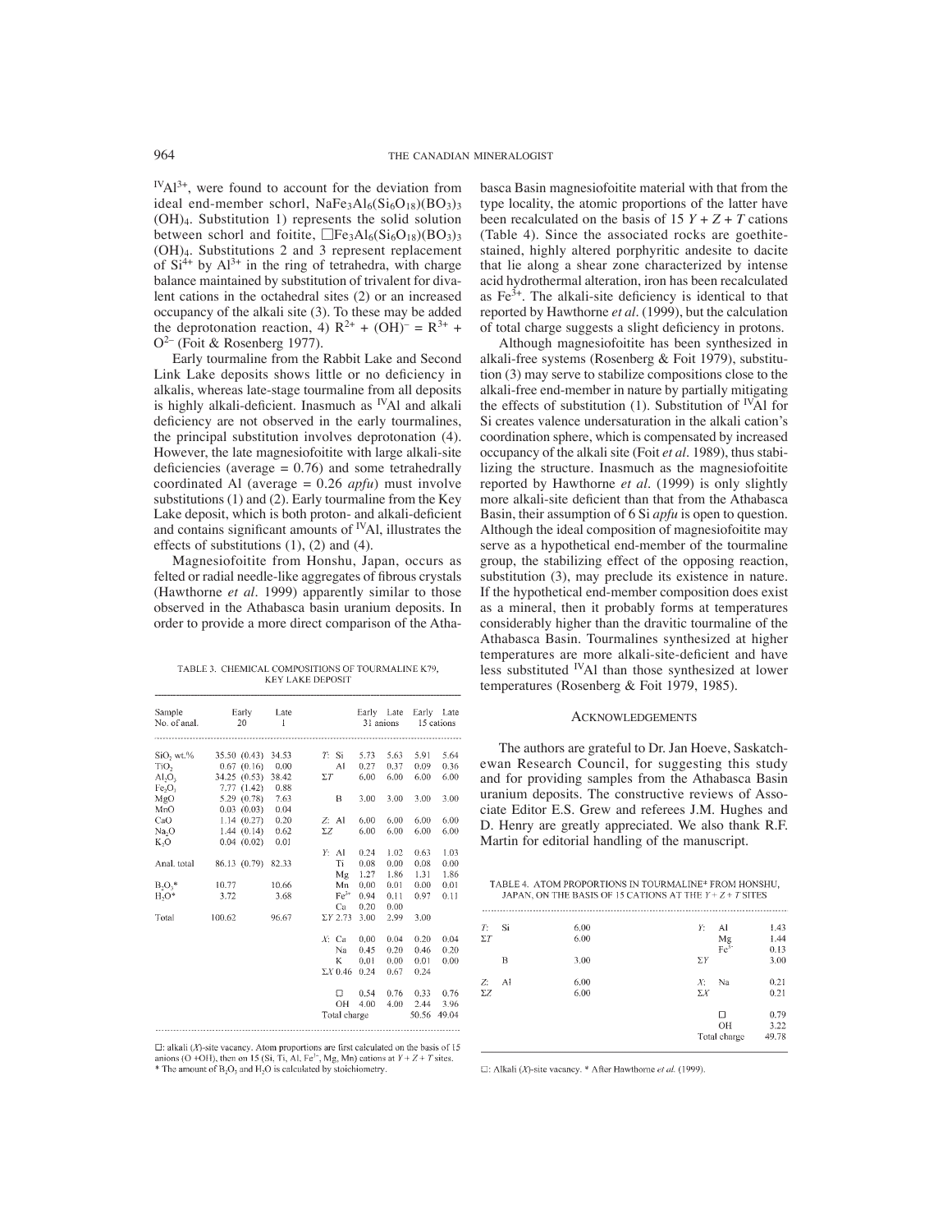$^{IV}Al^{3+}$, were found to account for the deviation from ideal end-member schorl, $NaFe_3Al_6(Si_6O_{18})(BO_3)_3(OH)_4$. Substitution 1) represents the solid solution between schorl and foitite, $\square Fe_3Al_6(Si_6O_{18})(BO_3)_3(OH)_4$. Substitutions 2 and 3 represent replacement of $Si^{4+}$ by $Al^{3+}$ in the ring of tetrahedra, with charge balance maintained by substitution of trivalent for divalent cations in the octahedral sites (2) or an increased occupancy of the alkali site (3). To these may be added the deprotonation reaction, 4) $R^{2+} + (OH)^- = R^{3+} + O^{2-}$ (Foit & Rosenberg 1977).

Early tourmaline from the Rabbit Lake and Second Link Lake deposits shows little or no deficiency in alkalis, whereas late-stage tourmaline from all deposits is highly alkali-deficient. Inasmuch as $^{IV}Al$ and alkali deficiency are not observed in the early tourmalines, the principal substitution involves deprotonation (4). However, the late magnesiofoitite with large alkali-site deficiencies (average = 0.76) and some tetrahedrally coordinated Al (average = 0.26 *apfu*) must involve substitutions (1) and (2). Early tourmaline from the Key Lake deposit, which is both proton- and alkali-deficient and contains significant amounts of $^{IV}Al$, illustrates the effects of substitutions (1), (2) and (4).

Magnesiofoitite from Honshu, Japan, occurs as felted or radial needle-like aggregates of fibrous crystals (Hawthorne *et al.* 1999) apparently similar to those observed in the Athabasca basin uranium deposits. In order to provide a more direct comparison of the Athabasca Basin magnesiofoitite material with that from the type locality, the atomic proportions of the latter have been recalculated on the basis of 15 $Y + Z + T$ cations (Table 4). Since the associated rocks are goethite-stained, highly altered porphyritic andesite to dacite that lie along a shear zone characterized by intense acid hydrothermal alteration, iron has been recalculated as $Fe^{3+}$. The alkali-site deficiency is identical to that reported by Hawthorne *et al.* (1999), but the calculation of total charge suggests a slight deficiency in protons.

Although magnesiofoitite has been synthesized in alkali-free systems (Rosenberg & Foit 1979), substitution (3) may serve to stabilize compositions close to the alkali-free end-member in nature by partially mitigating the effects of substitution (1). Substitution of $^{IV}Al$ for Si creates valence undersaturation in the alkali cation's coordination sphere, which is compensated by increased occupancy of the alkali site (Foit *et al.* 1989), thus stabilizing the structure. Inasmuch as the magnesiofoitite reported by Hawthorne *et al.* (1999) is only slightly more alkali-site deficient than that from the Athabasca Basin, their assumption of 6 Si *apfu* is open to question. Although the ideal composition of magnesiofoitite may serve as a hypothetical end-member of the tourmaline group, the stabilizing effect of the opposing reaction, substitution (3), may preclude its existence in nature. If the hypothetical end-member composition does exist as a mineral, then it probably forms at temperatures considerably higher than the dravitic tourmaline of the Athabasca Basin. Tourmalines synthesized at higher temperatures are more alkali-site-deficient and have less substituted $^{IV}Al$ than those synthesized at lower temperatures (Rosenberg & Foit 1979, 1985).

TABLE 3. CHEMICAL COMPOSITIONS OF TOURMALINE K79, KEY LAKE DEPOSIT

| Sample | Early | Late | | Early (31 anions) | Late (31 anions) | Early (15 cations) | Late (15 cations) |
|---|---|---|---|---|---|---|---|
| No. of anal. | 20 | 1 | | | | | |
| $SiO_2$ wt.% | 35.50 (0.43) | 34.53 | *T*: Si | 5.73 | 5.63 | 5.91 | 5.64 |
| $TiO_2$ | 0.67 (0.16) | 0.00 | Al | 0.27 | 0.37 | 0.09 | 0.36 |
| $Al_2O_3$ | 34.25 (0.53) | 38.42 | Σ*T* | 6.00 | 6.00 | 6.00 | 6.00 |
| $Fe_2O_3$ | 7.77 (1.42) | 0.88 | | | | | |
| MgO | 5.29 (0.78) | 7.63 | B | 3.00 | 3.00 | 3.00 | 3.00 |
| MnO | 0.03 (0.03) | 0.04 | | | | | |
| CaO | 1.14 (0.27) | 0.20 | *Z*: Al | 6.00 | 6.00 | 6.00 | 6.00 |
| $Na_2O$ | 1.44 (0.14) | 0.62 | Σ*Z* | 6.00 | 6.00 | 6.00 | 6.00 |
| $K_2O$ | 0.04 (0.02) | 0.01 | | | | | |
| | | | *Y*: Al | 0.24 | 1.02 | 0.63 | 1.03 |
| Anal. total | 86.13 (0.79) | 82.33 | Ti | 0.08 | 0.00 | 0.08 | 0.00 |
| | | | Mg | 1.27 | 1.86 | 1.31 | 1.86 |
| $B_2O_3$* | 10.77 | 10.66 | Mn | 0.00 | 0.01 | 0.00 | 0.01 |
| $H_2O$* | 3.72 | 3.68 | $Fe^{3+}$ | 0.94 | 0.11 | 0.97 | 0.11 |
| | | | Ca | 0.20 | 0.00 | | |
| Total | 100.62 | 96.67 | Σ*Y* 2.73 | 3.00 | 2.99 | 3.00 | |
| | | | *X*: Ca | 0.00 | 0.04 | 0.20 | 0.04 |
| | | | Na | 0.45 | 0.20 | 0.46 | 0.20 |
| | | | K | 0.01 | 0.00 | 0.01 | 0.00 |
| | | | Σ*X* 0.46 | 0.24 | 0.67 | 0.24 | |
| | | | □ | 0.54 | 0.76 | 0.33 | 0.76 |
| | | | OH | 4.00 | 4.00 | 2.44 | 3.96 |
| | | | Total charge | | | 50.56 | 49.04 |

□: alkali (*X*)-site vacancy. Atom proportions are first calculated on the basis of 15 anions (O +OH), then on 15 (Si, Ti, Al, $Fe^{3+}$, Mg, Mn) cations at $Y + Z + T$ sites.
* The amount of $B_2O_3$ and $H_2O$ is calculated by stoichiometry.

## Acknowledgements

The authors are grateful to Dr. Jan Hoeve, Saskatchewan Research Council, for suggesting this study and for providing samples from the Athabasca Basin uranium deposits. The constructive reviews of Associate Editor E.S. Grew and referees J.M. Hughes and D. Henry are greatly appreciated. We also thank R.F. Martin for editorial handling of the manuscript.

TABLE 4. ATOM PROPORTIONS IN TOURMALINE* FROM HONSHU, JAPAN, ON THE BASIS OF 15 CATIONS AT THE $Y + Z + T$ SITES

| | | | | | |
|---|---|---|---|---|---|
| *T*: | Si | 6.00 | *Y*: | Al | 1.43 |
| Σ*T* | | 6.00 | | Mg | 1.44 |
| | | | | $Fe^{3+}$ | 0.13 |
| | B | 3.00 | Σ*Y* | | 3.00 |
| *Z*: | Al | 6.00 | *X*: | Na | 0.21 |
| Σ*Z* | | 6.00 | Σ*X* | | 0.21 |
| | | | | □ | 0.79 |
| | | | | OH | 3.22 |
| | | | | Total charge | 49.78 |

□: Alkali (*X*)-site vacancy. * After Hawthorne *et al.* (1999).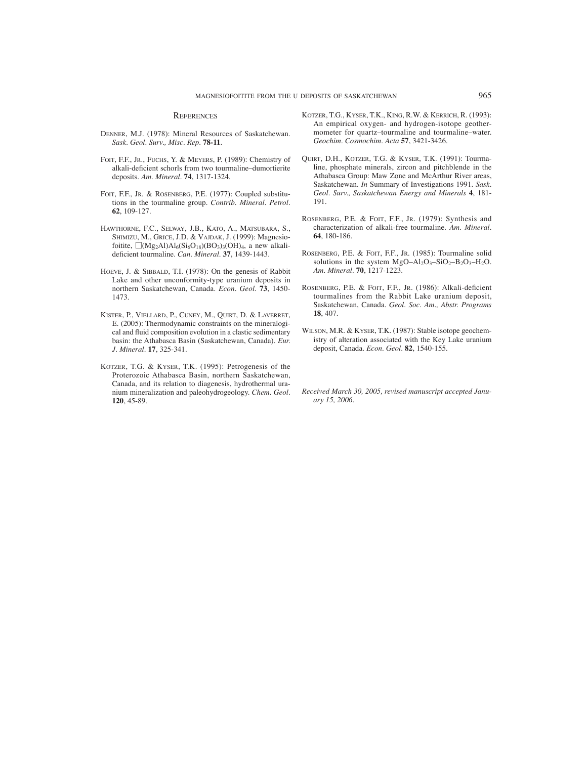## References

Denner, M.J. (1978): Mineral Resources of Saskatchewan. *Sask. Geol. Surv., Misc. Rep.* **78-11**.

Foit, F.F., Jr., Fuchs, Y. & Meyers, P. (1989): Chemistry of alkali-deficient schorls from two tourmaline–dumortierite deposits. *Am. Mineral.* **74**, 1317-1324.

Foit, F.F., Jr. & Rosenberg, P.E. (1977): Coupled substitutions in the tourmaline group. *Contrib. Mineral. Petrol.* **62**, 109-127.

Hawthorne, F.C., Selway, J.B., Kato, A., Matsubara, S., Shimizu, M., Grice, J.D. & Vajdak, J. (1999): Magnesiofoitite, $\square(Mg_2Al)Al_6(Si_6O_{18})(BO_3)_3(OH)_4$, a new alkali-deficient tourmaline. *Can. Mineral.* **37**, 1439-1443.

Hoeve, J. & Sibbald, T.I. (1978): On the genesis of Rabbit Lake and other unconformity-type uranium deposits in northern Saskatchewan, Canada. *Econ. Geol.* **73**, 1450-1473.

Kister, P., Viellard, P., Cuney, M., Quirt, D. & Laverret, E. (2005): Thermodynamic constraints on the mineralogical and fluid composition evolution in a clastic sedimentary basin: the Athabasca Basin (Saskatchewan, Canada). *Eur. J. Mineral.* **17**, 325-341.

Kotzer, T.G. & Kyser, T.K. (1995): Petrogenesis of the Proterozoic Athabasca Basin, northern Saskatchewan, Canada, and its relation to diagenesis, hydrothermal uranium mineralization and paleohydrogeology. *Chem. Geol.* **120**, 45-89.

Kotzer, T.G., Kyser, T.K., King, R.W. & Kerrich, R. (1993): An empirical oxygen- and hydrogen-isotope geothermometer for quartz–tourmaline and tourmaline–water. *Geochim. Cosmochim. Acta* **57**, 3421-3426.

Quirt, D.H., Kotzer, T.G. & Kyser, T.K. (1991): Tourmaline, phosphate minerals, zircon and pitchblende in the Athabasca Group: Maw Zone and McArthur River areas, Saskatchewan. *In* Summary of Investigations 1991. *Sask. Geol. Surv., Saskatchewan Energy and Minerals* **4**, 181-191.

Rosenberg, P.E. & Foit, F.F., Jr. (1979): Synthesis and characterization of alkali-free tourmaline. *Am. Mineral.* **64**, 180-186.

Rosenberg, P.E. & Foit, F.F., Jr. (1985): Tourmaline solid solutions in the system $MgO–Al_2O_3–SiO_2–B_2O_3–H_2O$. *Am. Mineral.* **70**, 1217-1223.

Rosenberg, P.E. & Foit, F.F., Jr. (1986): Alkali-deficient tourmalines from the Rabbit Lake uranium deposit, Saskatchewan, Canada. *Geol. Soc. Am., Abstr. Programs* **18**, 407.

Wilson, M.R. & Kyser, T.K. (1987): Stable isotope geochemistry of alteration associated with the Key Lake uranium deposit, Canada. *Econ. Geol.* **82**, 1540-155.

*Received March 30, 2005, revised manuscript accepted January 15, 2006.*